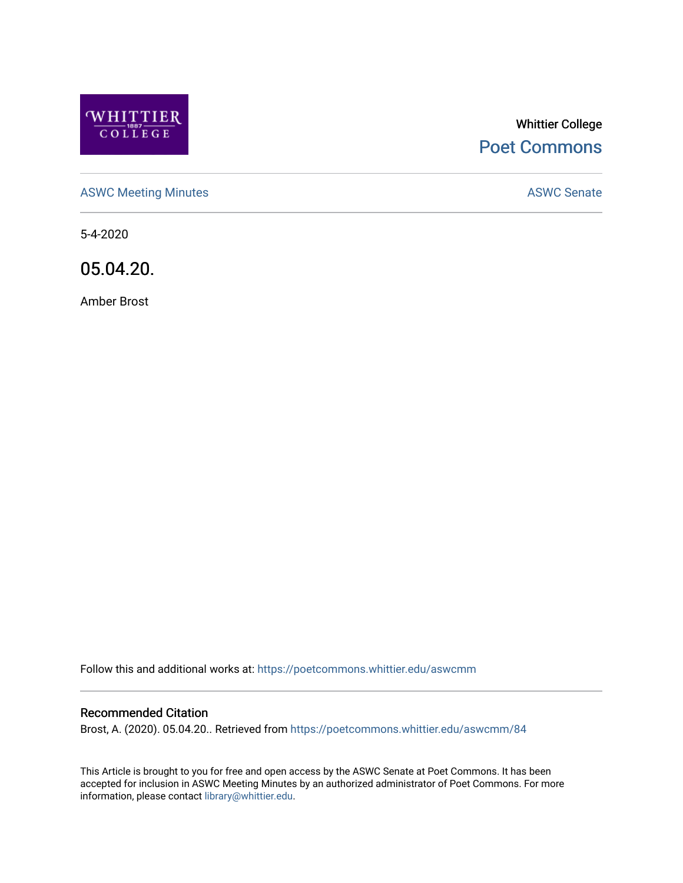Whittier College

Poet Commons

ASWC Meeting Minutes

ASWC Senate

5-4-2020

# 05.04.20.

Amber Brost

Follow this and additional works at: https://poetcommons.whittier.edu/aswcmm

## Recommended Citation

Brost, A. (2020). 05.04.20.. Retrieved from https://poetcommons.whittier.edu/aswcmm/84

This Article is brought to you for free and open access by the ASWC Senate at Poet Commons. It has been accepted for inclusion in ASWC Meeting Minutes by an authorized administrator of Poet Commons. For more information, please contact library@whittier.edu.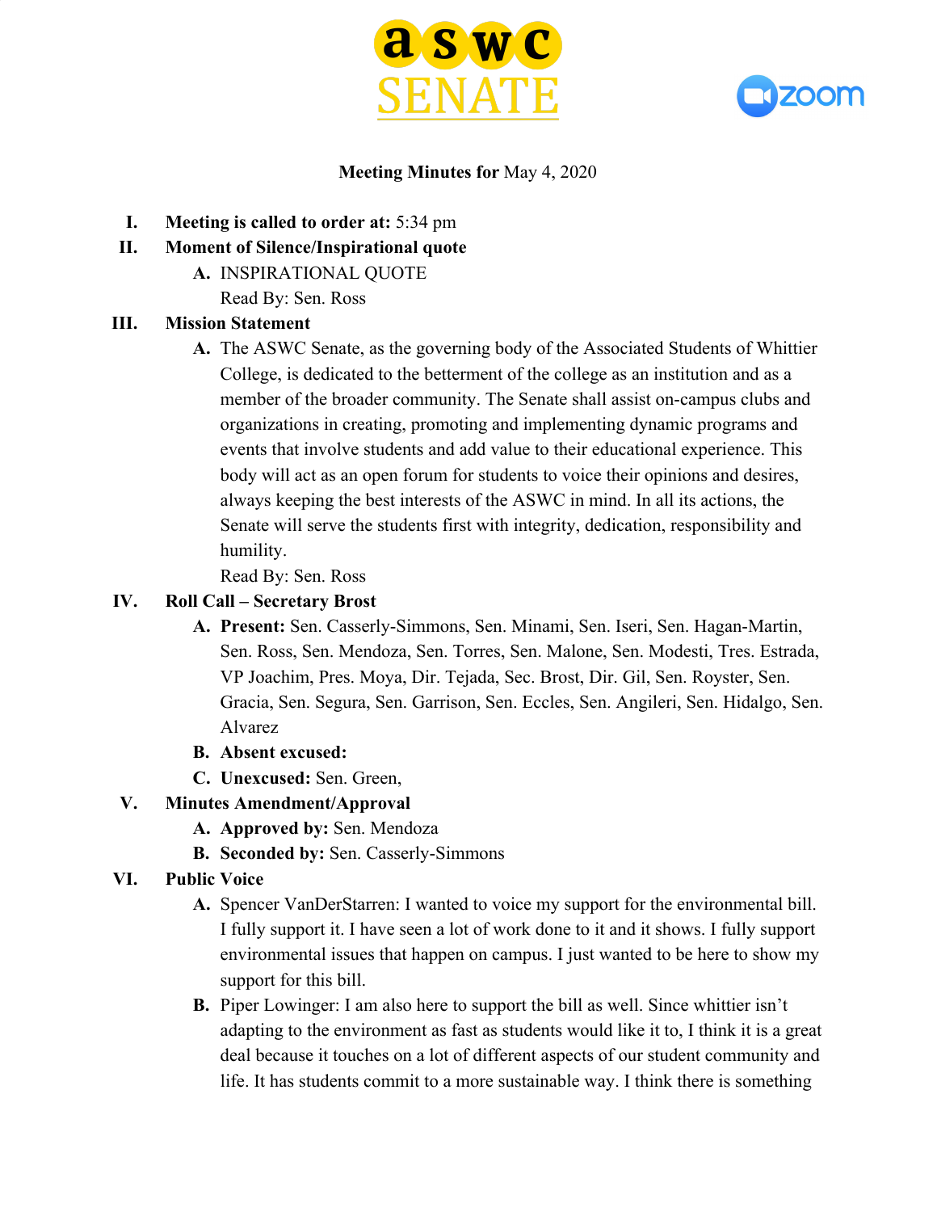**Meeting Minutes for** May 4, 2020

I. **Meeting is called to order at:** 5:34 pm

II. **Moment of Silence/Inspirational quote**
   A. INSPIRATIONAL QUOTE
      Read By: Sen. Ross

III. **Mission Statement**
   A. The ASWC Senate, as the governing body of the Associated Students of Whittier College, is dedicated to the betterment of the college as an institution and as a member of the broader community. The Senate shall assist on-campus clubs and organizations in creating, promoting and implementing dynamic programs and events that involve students and add value to their educational experience. This body will act as an open forum for students to voice their opinions and desires, always keeping the best interests of the ASWC in mind. In all its actions, the Senate will serve the students first with integrity, dedication, responsibility and humility.
      Read By: Sen. Ross

IV. **Roll Call – Secretary Brost**
   A. **Present:** Sen. Casserly-Simmons, Sen. Minami, Sen. Iseri, Sen. Hagan-Martin, Sen. Ross, Sen. Mendoza, Sen. Torres, Sen. Malone, Sen. Modesti, Tres. Estrada, VP Joachim, Pres. Moya, Dir. Tejada, Sec. Brost, Dir. Gil, Sen. Royster, Sen. Gracia, Sen. Segura, Sen. Garrison, Sen. Eccles, Sen. Angileri, Sen. Hidalgo, Sen. Alvarez
   B. **Absent excused:**
   C. **Unexcused:** Sen. Green,

V. **Minutes Amendment/Approval**
   A. **Approved by:** Sen. Mendoza
   B. **Seconded by:** Sen. Casserly-Simmons

VI. **Public Voice**
   A. Spencer VanDerStarren: I wanted to voice my support for the environmental bill. I fully support it. I have seen a lot of work done to it and it shows. I fully support environmental issues that happen on campus. I just wanted to be here to show my support for this bill.
   B. Piper Lowinger: I am also here to support the bill as well. Since whittier isn't adapting to the environment as fast as students would like it to, I think it is a great deal because it touches on a lot of different aspects of our student community and life. It has students commit to a more sustainable way. I think there is something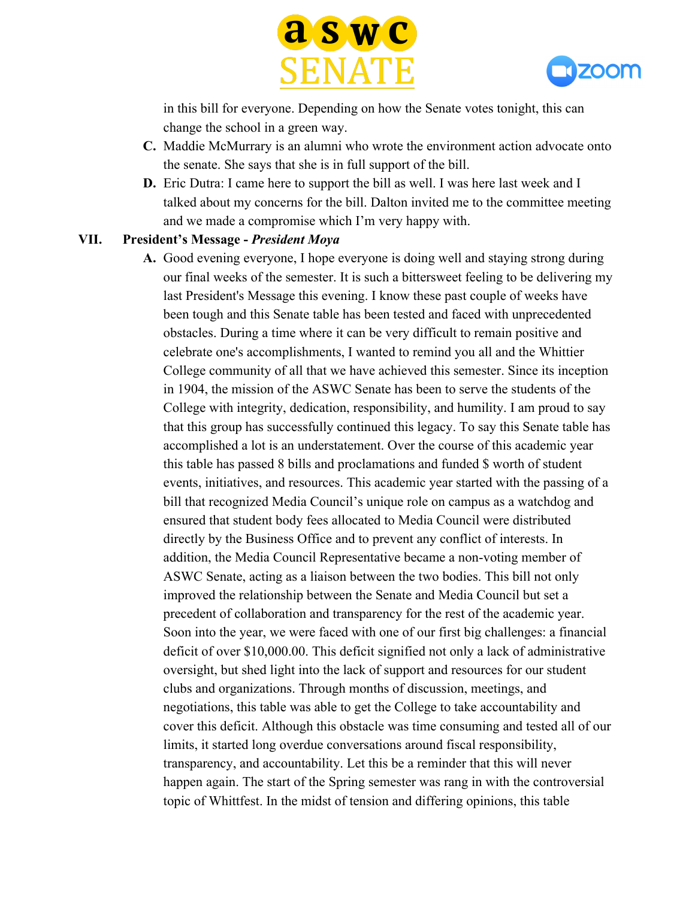in this bill for everyone. Depending on how the Senate votes tonight, this can change the school in a green way.

C. Maddie McMurrary is an alumni who wrote the environment action advocate onto the senate. She says that she is in full support of the bill.

D. Eric Dutra: I came here to support the bill as well. I was here last week and I talked about my concerns for the bill. Dalton invited me to the committee meeting and we made a compromise which I'm very happy with.

## VII. President's Message - *President Moya*

A. Good evening everyone, I hope everyone is doing well and staying strong during our final weeks of the semester. It is such a bittersweet feeling to be delivering my last President's Message this evening. I know these past couple of weeks have been tough and this Senate table has been tested and faced with unprecedented obstacles. During a time where it can be very difficult to remain positive and celebrate one's accomplishments, I wanted to remind you all and the Whittier College community of all that we have achieved this semester. Since its inception in 1904, the mission of the ASWC Senate has been to serve the students of the College with integrity, dedication, responsibility, and humility. I am proud to say that this group has successfully continued this legacy. To say this Senate table has accomplished a lot is an understatement. Over the course of this academic year this table has passed 8 bills and proclamations and funded $ worth of student events, initiatives, and resources. This academic year started with the passing of a bill that recognized Media Council's unique role on campus as a watchdog and ensured that student body fees allocated to Media Council were distributed directly by the Business Office and to prevent any conflict of interests. In addition, the Media Council Representative became a non-voting member of ASWC Senate, acting as a liaison between the two bodies. This bill not only improved the relationship between the Senate and Media Council but set a precedent of collaboration and transparency for the rest of the academic year. Soon into the year, we were faced with one of our first big challenges: a financial deficit of over $10,000.00. This deficit signified not only a lack of administrative oversight, but shed light into the lack of support and resources for our student clubs and organizations. Through months of discussion, meetings, and negotiations, this table was able to get the College to take accountability and cover this deficit. Although this obstacle was time consuming and tested all of our limits, it started long overdue conversations around fiscal responsibility, transparency, and accountability. Let this be a reminder that this will never happen again. The start of the Spring semester was rang in with the controversial topic of Whittfest. In the midst of tension and differing opinions, this table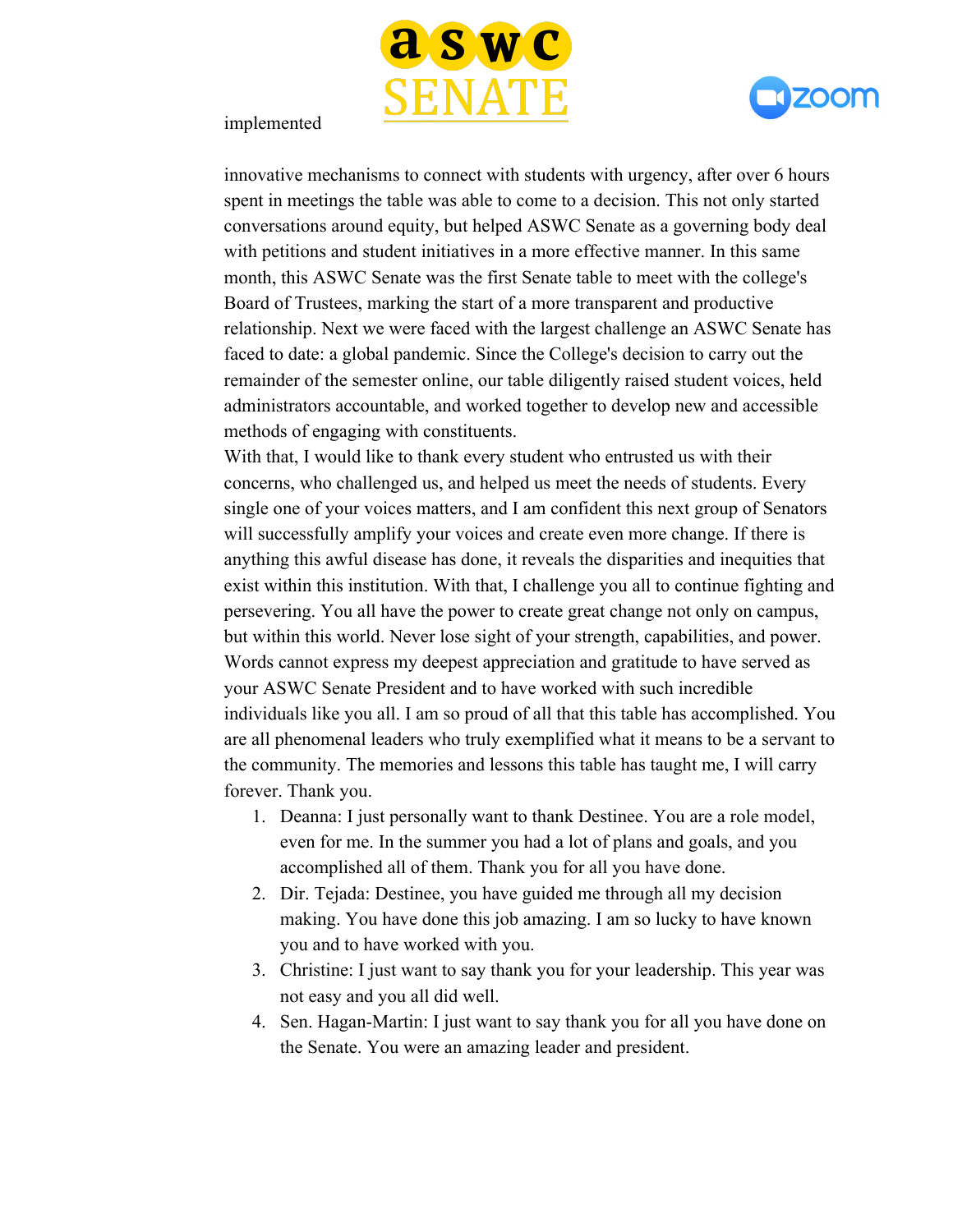implemented

innovative mechanisms to connect with students with urgency, after over 6 hours spent in meetings the table was able to come to a decision. This not only started conversations around equity, but helped ASWC Senate as a governing body deal with petitions and student initiatives in a more effective manner. In this same month, this ASWC Senate was the first Senate table to meet with the college's Board of Trustees, marking the start of a more transparent and productive relationship. Next we were faced with the largest challenge an ASWC Senate has faced to date: a global pandemic. Since the College's decision to carry out the remainder of the semester online, our table diligently raised student voices, held administrators accountable, and worked together to develop new and accessible methods of engaging with constituents.
With that, I would like to thank every student who entrusted us with their concerns, who challenged us, and helped us meet the needs of students. Every single one of your voices matters, and I am confident this next group of Senators will successfully amplify your voices and create even more change. If there is anything this awful disease has done, it reveals the disparities and inequities that exist within this institution. With that, I challenge you all to continue fighting and persevering. You all have the power to create great change not only on campus, but within this world. Never lose sight of your strength, capabilities, and power. Words cannot express my deepest appreciation and gratitude to have served as your ASWC Senate President and to have worked with such incredible individuals like you all. I am so proud of all that this table has accomplished. You are all phenomenal leaders who truly exemplified what it means to be a servant to the community. The memories and lessons this table has taught me, I will carry forever. Thank you.

1. Deanna: I just personally want to thank Destinee. You are a role model, even for me. In the summer you had a lot of plans and goals, and you accomplished all of them. Thank you for all you have done.
2. Dir. Tejada: Destinee, you have guided me through all my decision making. You have done this job amazing. I am so lucky to have known you and to have worked with you.
3. Christine: I just want to say thank you for your leadership. This year was not easy and you all did well.
4. Sen. Hagan-Martin: I just want to say thank you for all you have done on the Senate. You were an amazing leader and president.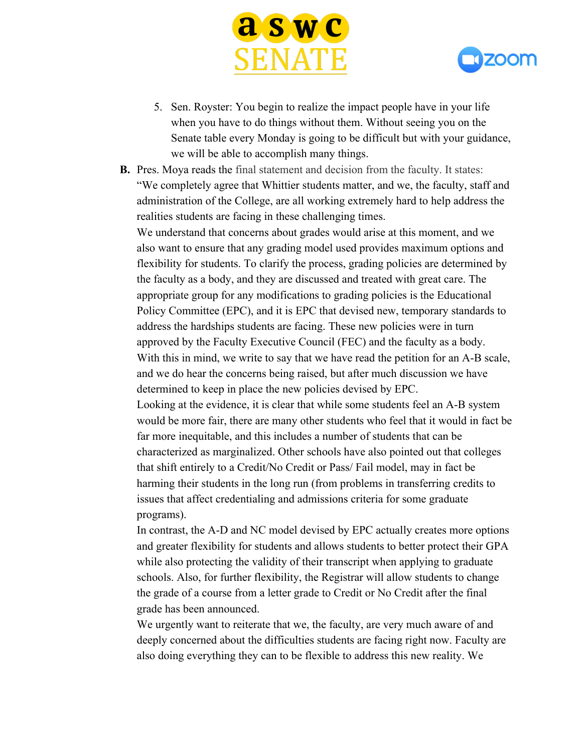5. Sen. Royster: You begin to realize the impact people have in your life when you have to do things without them. Without seeing you on the Senate table every Monday is going to be difficult but with your guidance, we will be able to accomplish many things.

**B.** Pres. Moya reads the final statement and decision from the faculty. It states: "We completely agree that Whittier students matter, and we, the faculty, staff and administration of the College, are all working extremely hard to help address the realities students are facing in these challenging times.

We understand that concerns about grades would arise at this moment, and we also want to ensure that any grading model used provides maximum options and flexibility for students. To clarify the process, grading policies are determined by the faculty as a body, and they are discussed and treated with great care. The appropriate group for any modifications to grading policies is the Educational Policy Committee (EPC), and it is EPC that devised new, temporary standards to address the hardships students are facing. These new policies were in turn approved by the Faculty Executive Council (FEC) and the faculty as a body.

With this in mind, we write to say that we have read the petition for an A-B scale, and we do hear the concerns being raised, but after much discussion we have determined to keep in place the new policies devised by EPC.

Looking at the evidence, it is clear that while some students feel an A-B system would be more fair, there are many other students who feel that it would in fact be far more inequitable, and this includes a number of students that can be characterized as marginalized. Other schools have also pointed out that colleges that shift entirely to a Credit/No Credit or Pass/ Fail model, may in fact be harming their students in the long run (from problems in transferring credits to issues that affect credentialing and admissions criteria for some graduate programs).

In contrast, the A-D and NC model devised by EPC actually creates more options and greater flexibility for students and allows students to better protect their GPA while also protecting the validity of their transcript when applying to graduate schools. Also, for further flexibility, the Registrar will allow students to change the grade of a course from a letter grade to Credit or No Credit after the final grade has been announced.

We urgently want to reiterate that we, the faculty, are very much aware of and deeply concerned about the difficulties students are facing right now. Faculty are also doing everything they can to be flexible to address this new reality. We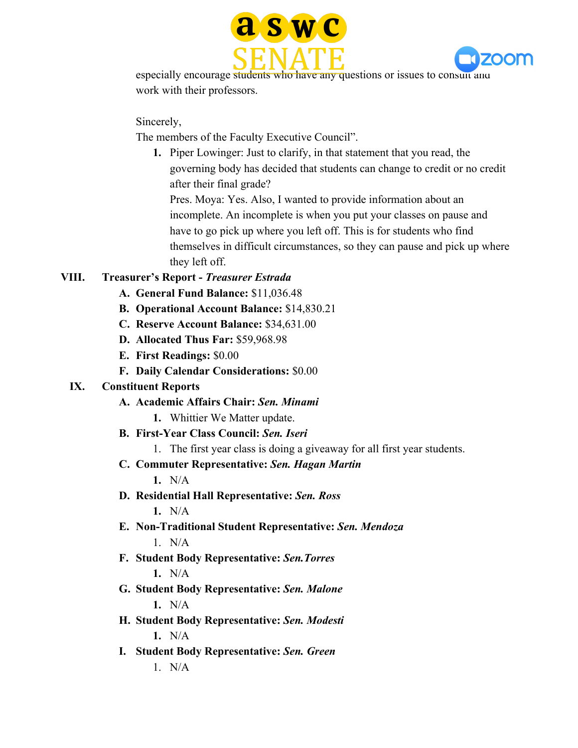especially encourage students who have any questions or issues to consult and work with their professors.

Sincerely,
The members of the Faculty Executive Council".

1. Piper Lowinger: Just to clarify, in that statement that you read, the governing body has decided that students can change to credit or no credit after their final grade?
   Pres. Moya: Yes. Also, I wanted to provide information about an incomplete. An incomplete is when you put your classes on pause and have to go pick up where you left off. This is for students who find themselves in difficult circumstances, so they can pause and pick up where they left off.

VIII. **Treasurer's Report - *Treasurer Estrada***

   A. **General Fund Balance:** $11,036.48
   B. **Operational Account Balance:** $14,830.21
   C. **Reserve Account Balance:** $34,631.00
   D. **Allocated Thus Far:** $59,968.98
   E. **First Readings:** $0.00
   F. **Daily Calendar Considerations:** $0.00

IX. **Constituent Reports**

   A. **Academic Affairs Chair: *Sen. Minami***
      1. Whittier We Matter update.
   B. **First-Year Class Council: *Sen. Iseri***
      1. The first year class is doing a giveaway for all first year students.
   C. **Commuter Representative: *Sen. Hagan Martin***
      1. N/A
   D. **Residential Hall Representative: *Sen. Ross***
      1. N/A
   E. **Non-Traditional Student Representative: *Sen. Mendoza***
      1. N/A
   F. **Student Body Representative: *Sen.Torres***
      1. N/A
   G. **Student Body Representative: *Sen. Malone***
      1. N/A
   H. **Student Body Representative: *Sen. Modesti***
      1. N/A
   I. **Student Body Representative: *Sen. Green***
      1. N/A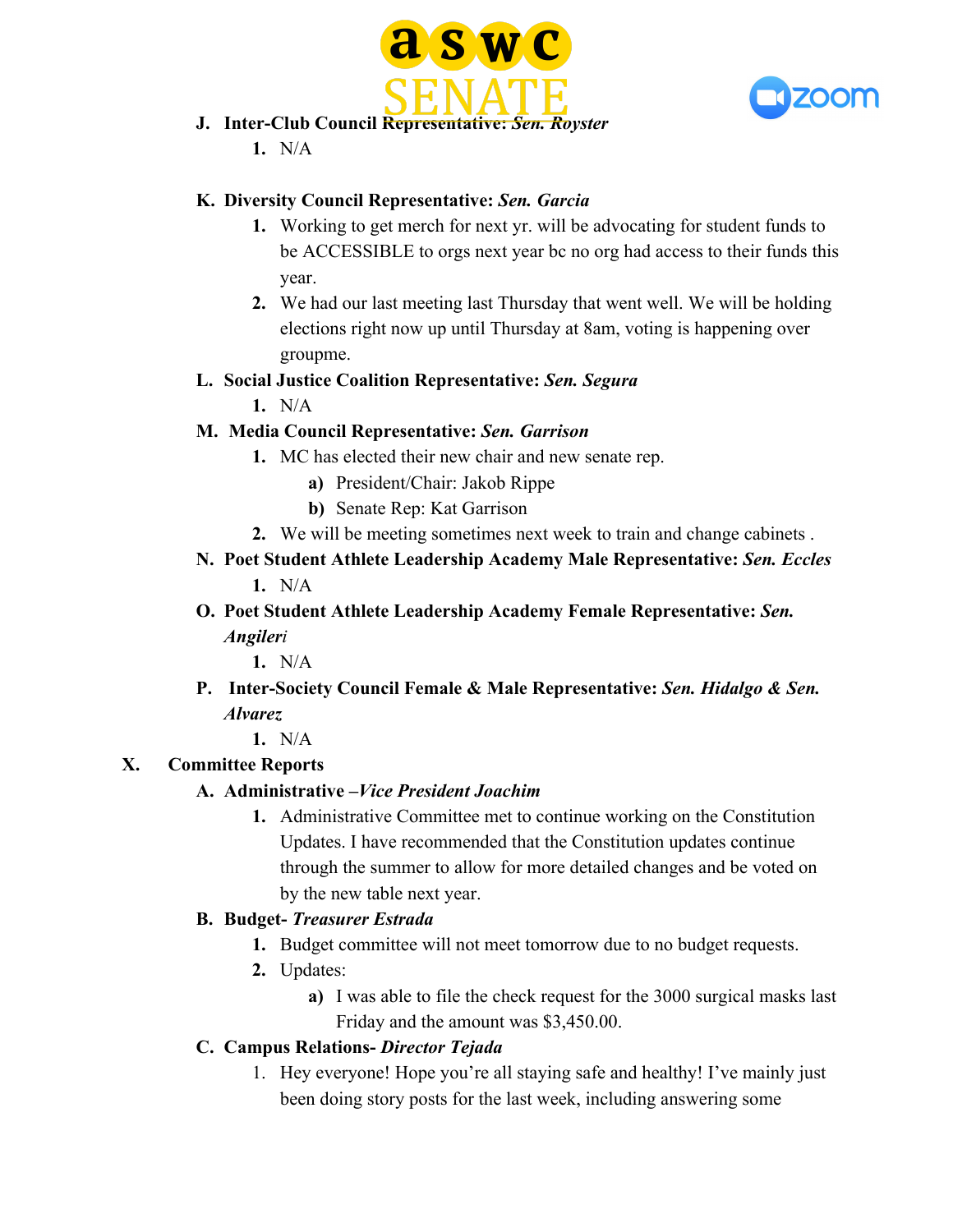J. **Inter-Club Council Representative:** ***Sen. Royster***

1. N/A

K. **Diversity Council Representative:** ***Sen. Garcia***

1. Working to get merch for next yr. will be advocating for student funds to be ACCESSIBLE to orgs next year bc no org had access to their funds this year.
2. We had our last meeting last Thursday that went well. We will be holding elections right now up until Thursday at 8am, voting is happening over groupme.

L. **Social Justice Coalition Representative:** ***Sen. Segura***

1. N/A

M. **Media Council Representative:** ***Sen. Garrison***

1. MC has elected their new chair and new senate rep.
   a) President/Chair: Jakob Rippe
   b) Senate Rep: Kat Garrison
2. We will be meeting sometimes next week to train and change cabinets .

N. **Poet Student Athlete Leadership Academy Male Representative:** ***Sen. Eccles***

1. N/A

O. **Poet Student Athlete Leadership Academy Female Representative:** ***Sen. Angileri***

1. N/A

P. **Inter-Society Council Female & Male Representative:** ***Sen. Hidalgo & Sen. Alvarez***

1. N/A

## X. Committee Reports

A. **Administrative –*Vice President Joachim***

1. Administrative Committee met to continue working on the Constitution Updates. I have recommended that the Constitution updates continue through the summer to allow for more detailed changes and be voted on by the new table next year.

B. **Budget-** ***Treasurer Estrada***

1. Budget committee will not meet tomorrow due to no budget requests.
2. Updates:
   a) I was able to file the check request for the 3000 surgical masks last Friday and the amount was $3,450.00.

C. **Campus Relations-** ***Director Tejada***

1. Hey everyone! Hope you're all staying safe and healthy! I've mainly just been doing story posts for the last week, including answering some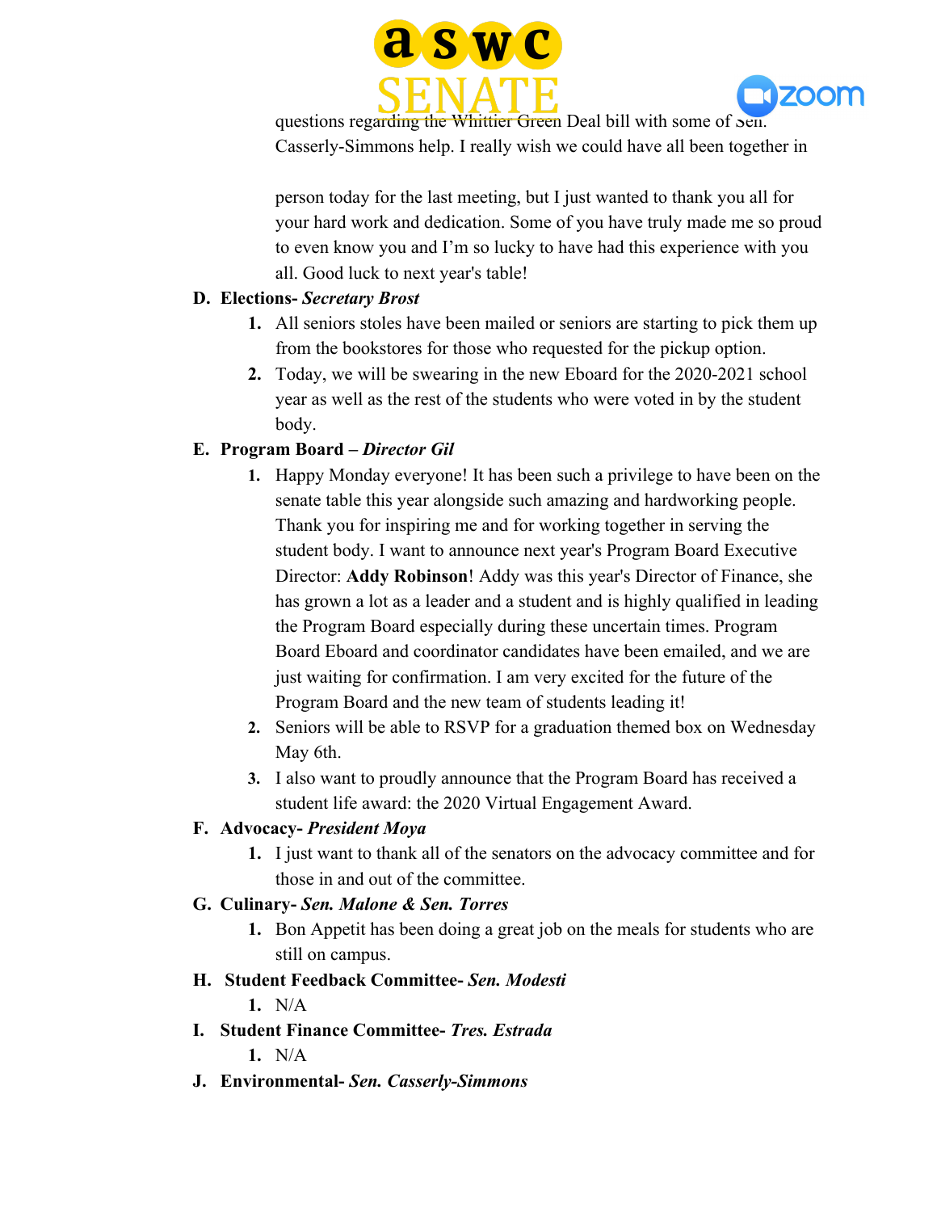questions regarding the Whittier Green Deal bill with some of Sen. Casserly-Simmons help. I really wish we could have all been together in

person today for the last meeting, but I just wanted to thank you all for your hard work and dedication. Some of you have truly made me so proud to even know you and I'm so lucky to have had this experience with you all. Good luck to next year's table!

D. **Elections-** ***Secretary Brost***
    1. All seniors stoles have been mailed or seniors are starting to pick them up from the bookstores for those who requested for the pickup option.
    2. Today, we will be swearing in the new Eboard for the 2020-2021 school year as well as the rest of the students who were voted in by the student body.

E. **Program Board –** ***Director Gil***
    1. Happy Monday everyone! It has been such a privilege to have been on the senate table this year alongside such amazing and hardworking people. Thank you for inspiring me and for working together in serving the student body. I want to announce next year's Program Board Executive Director: **Addy Robinson**! Addy was this year's Director of Finance, she has grown a lot as a leader and a student and is highly qualified in leading the Program Board especially during these uncertain times. Program Board Eboard and coordinator candidates have been emailed, and we are just waiting for confirmation. I am very excited for the future of the Program Board and the new team of students leading it!
    2. Seniors will be able to RSVP for a graduation themed box on Wednesday May 6th.
    3. I also want to proudly announce that the Program Board has received a student life award: the 2020 Virtual Engagement Award.

F. **Advocacy-** ***President Moya***
    1. I just want to thank all of the senators on the advocacy committee and for those in and out of the committee.

G. **Culinary-** ***Sen. Malone & Sen. Torres***
    1. Bon Appetit has been doing a great job on the meals for students who are still on campus.

H. **Student Feedback Committee-** ***Sen. Modesti***
    1. N/A

I. **Student Finance Committee-** ***Tres. Estrada***
    1. N/A

J. **Environmental-** ***Sen. Casserly-Simmons***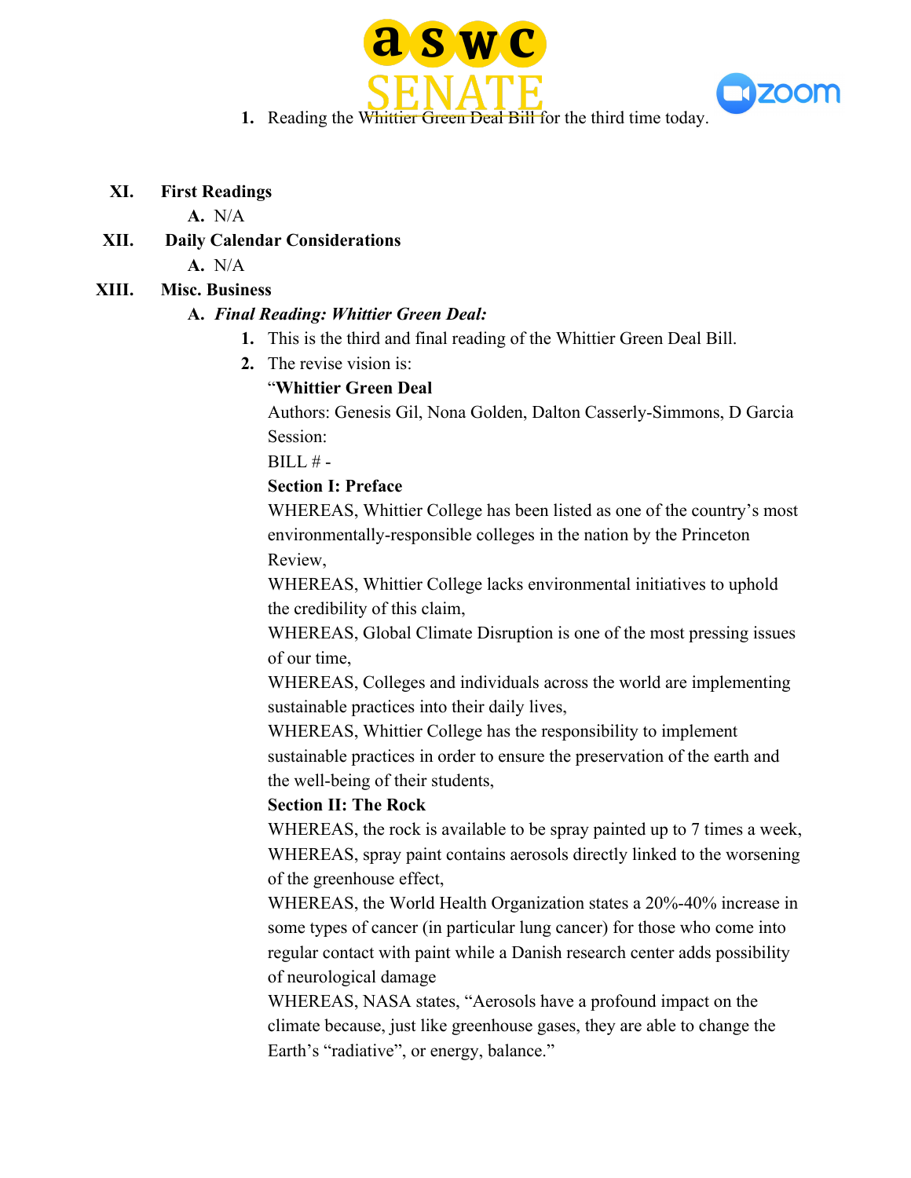1. Reading the Whittier Green Deal Bill for the third time today.

XI. **First Readings**

   A. N/A

XII. **Daily Calendar Considerations**

   A. N/A

XIII. **Misc. Business**

   A. ***Final Reading: Whittier Green Deal:***

      1. This is the third and final reading of the Whittier Green Deal Bill.
      2. The revise vision is:

      "**Whittier Green Deal**

      Authors: Genesis Gil, Nona Golden, Dalton Casserly-Simmons, D Garcia

      Session:

      BILL # -

      **Section I: Preface**

      WHEREAS, Whittier College has been listed as one of the country's most environmentally-responsible colleges in the nation by the Princeton Review,

      WHEREAS, Whittier College lacks environmental initiatives to uphold the credibility of this claim,

      WHEREAS, Global Climate Disruption is one of the most pressing issues of our time,

      WHEREAS, Colleges and individuals across the world are implementing sustainable practices into their daily lives,

      WHEREAS, Whittier College has the responsibility to implement sustainable practices in order to ensure the preservation of the earth and the well-being of their students,

      **Section II: The Rock**

      WHEREAS, the rock is available to be spray painted up to 7 times a week,

      WHEREAS, spray paint contains aerosols directly linked to the worsening of the greenhouse effect,

      WHEREAS, the World Health Organization states a 20%-40% increase in some types of cancer (in particular lung cancer) for those who come into regular contact with paint while a Danish research center adds possibility of neurological damage

      WHEREAS, NASA states, "Aerosols have a profound impact on the climate because, just like greenhouse gases, they are able to change the Earth's "radiative", or energy, balance."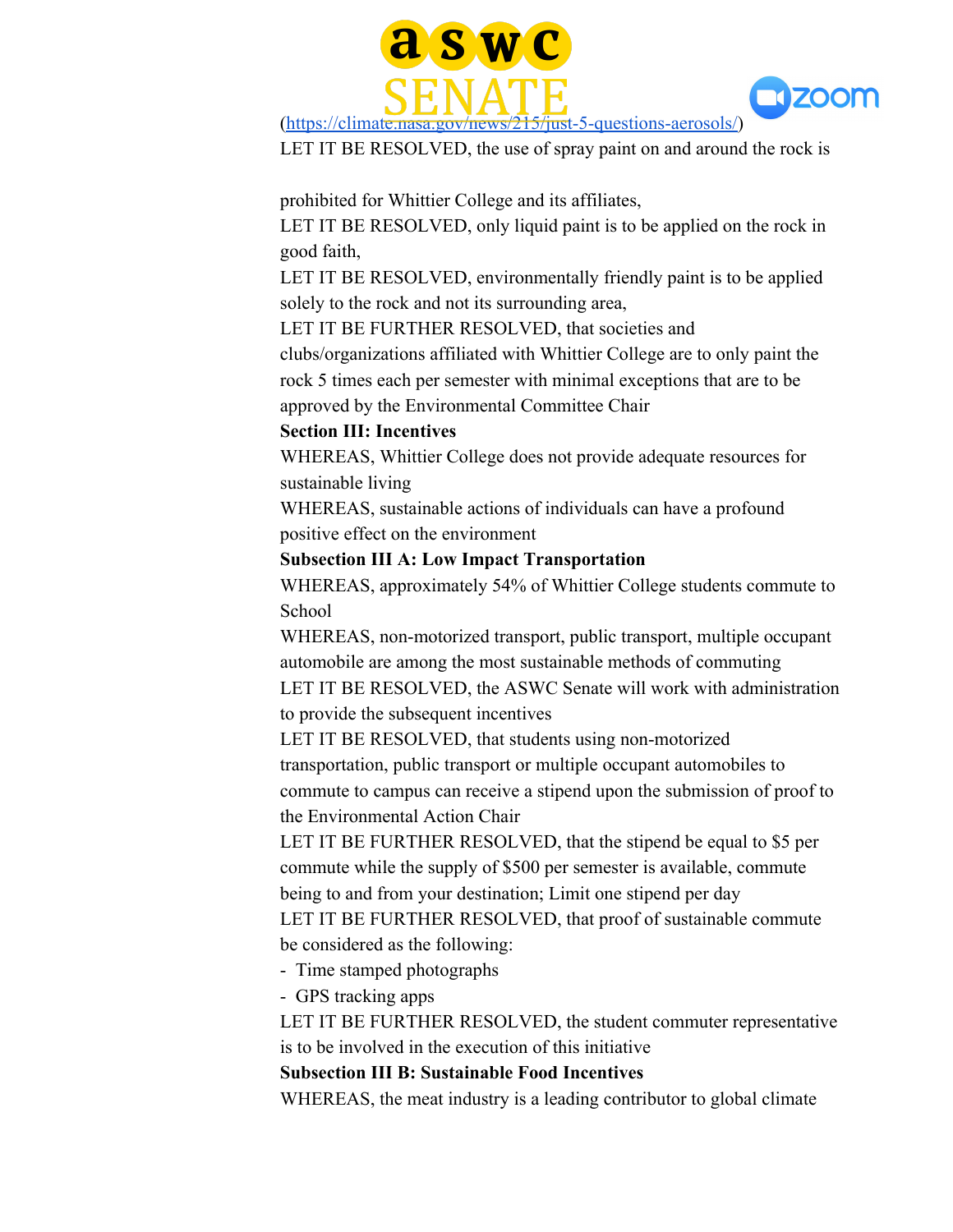(https://climate.nasa.gov/news/215/just-5-questions-aerosols/)

LET IT BE RESOLVED, the use of spray paint on and around the rock is

prohibited for Whittier College and its affiliates,

LET IT BE RESOLVED, only liquid paint is to be applied on the rock in good faith,

LET IT BE RESOLVED, environmentally friendly paint is to be applied solely to the rock and not its surrounding area,

LET IT BE FURTHER RESOLVED, that societies and clubs/organizations affiliated with Whittier College are to only paint the rock 5 times each per semester with minimal exceptions that are to be approved by the Environmental Committee Chair

**Section III: Incentives**

WHEREAS, Whittier College does not provide adequate resources for sustainable living

WHEREAS, sustainable actions of individuals can have a profound positive effect on the environment

**Subsection III A: Low Impact Transportation**

WHEREAS, approximately 54% of Whittier College students commute to School

WHEREAS, non-motorized transport, public transport, multiple occupant automobile are among the most sustainable methods of commuting

LET IT BE RESOLVED, the ASWC Senate will work with administration to provide the subsequent incentives

LET IT BE RESOLVED, that students using non-motorized transportation, public transport or multiple occupant automobiles to commute to campus can receive a stipend upon the submission of proof to the Environmental Action Chair

LET IT BE FURTHER RESOLVED, that the stipend be equal to $5 per commute while the supply of $500 per semester is available, commute being to and from your destination; Limit one stipend per day

LET IT BE FURTHER RESOLVED, that proof of sustainable commute be considered as the following:

- Time stamped photographs
- GPS tracking apps

LET IT BE FURTHER RESOLVED, the student commuter representative is to be involved in the execution of this initiative

**Subsection III B: Sustainable Food Incentives**

WHEREAS, the meat industry is a leading contributor to global climate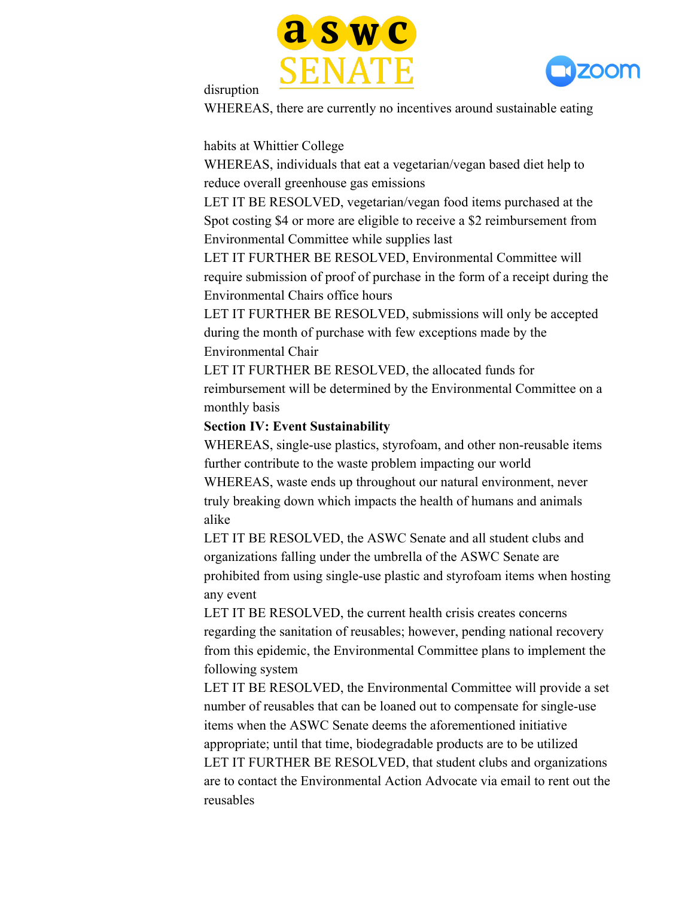disruption

WHEREAS, there are currently no incentives around sustainable eating habits at Whittier College

WHEREAS, individuals that eat a vegetarian/vegan based diet help to reduce overall greenhouse gas emissions

LET IT BE RESOLVED, vegetarian/vegan food items purchased at the Spot costing $4 or more are eligible to receive a $2 reimbursement from Environmental Committee while supplies last

LET IT FURTHER BE RESOLVED, Environmental Committee will require submission of proof of purchase in the form of a receipt during the Environmental Chairs office hours

LET IT FURTHER BE RESOLVED, submissions will only be accepted during the month of purchase with few exceptions made by the Environmental Chair

LET IT FURTHER BE RESOLVED, the allocated funds for reimbursement will be determined by the Environmental Committee on a monthly basis

**Section IV: Event Sustainability**

WHEREAS, single-use plastics, styrofoam, and other non-reusable items further contribute to the waste problem impacting our world

WHEREAS, waste ends up throughout our natural environment, never truly breaking down which impacts the health of humans and animals alike

LET IT BE RESOLVED, the ASWC Senate and all student clubs and organizations falling under the umbrella of the ASWC Senate are prohibited from using single-use plastic and styrofoam items when hosting any event

LET IT BE RESOLVED, the current health crisis creates concerns regarding the sanitation of reusables; however, pending national recovery from this epidemic, the Environmental Committee plans to implement the following system

LET IT BE RESOLVED, the Environmental Committee will provide a set number of reusables that can be loaned out to compensate for single-use items when the ASWC Senate deems the aforementioned initiative appropriate; until that time, biodegradable products are to be utilized

LET IT FURTHER BE RESOLVED, that student clubs and organizations are to contact the Environmental Action Advocate via email to rent out the reusables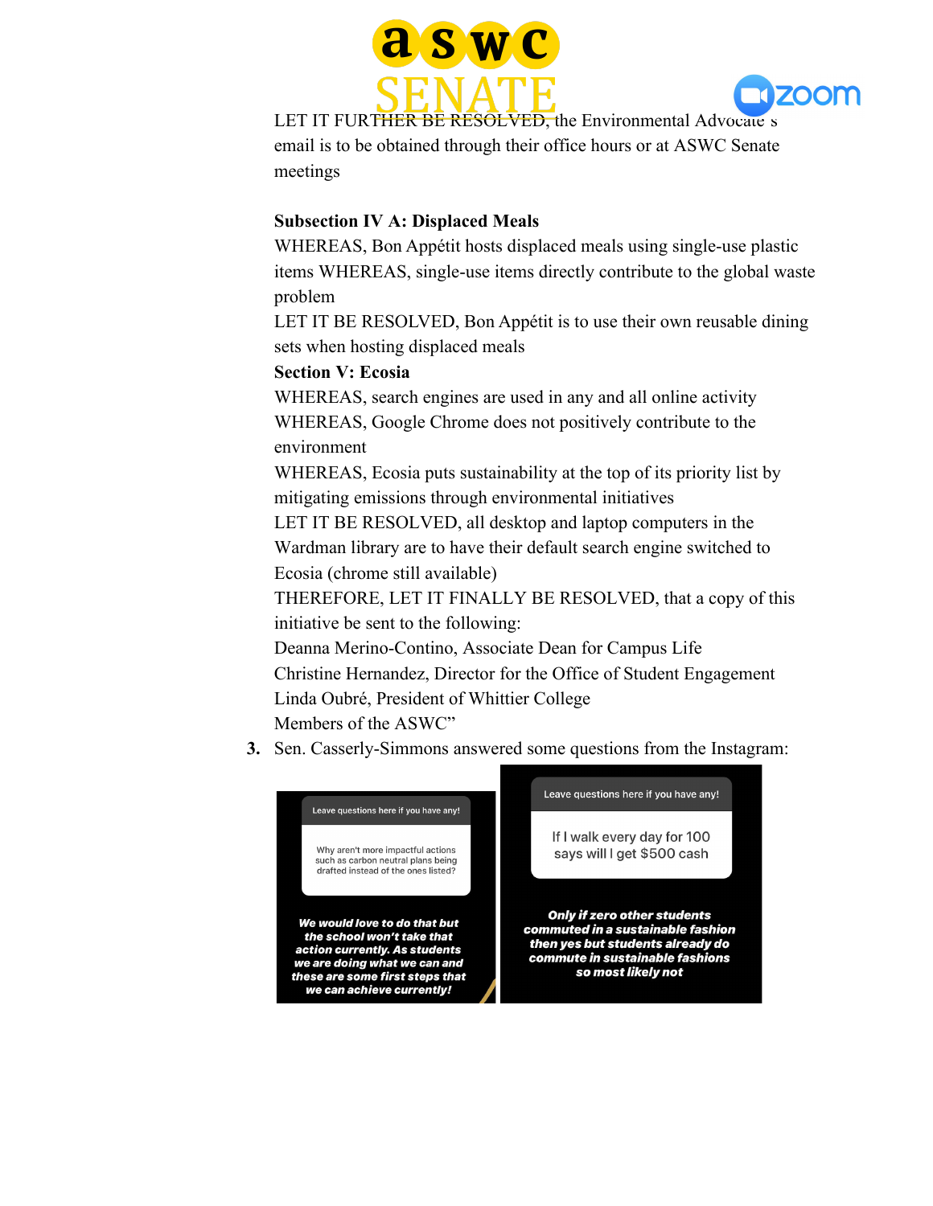LET IT FURTHER BE RESOLVED, the Environmental Advocate's email is to be obtained through their office hours or at ASWC Senate meetings

**Subsection IV A: Displaced Meals**

WHEREAS, Bon Appétit hosts displaced meals using single-use plastic items WHEREAS, single-use items directly contribute to the global waste problem

LET IT BE RESOLVED, Bon Appétit is to use their own reusable dining sets when hosting displaced meals

**Section V: Ecosia**

WHEREAS, search engines are used in any and all online activity

WHEREAS, Google Chrome does not positively contribute to the environment

WHEREAS, Ecosia puts sustainability at the top of its priority list by mitigating emissions through environmental initiatives

LET IT BE RESOLVED, all desktop and laptop computers in the Wardman library are to have their default search engine switched to Ecosia (chrome still available)

THEREFORE, LET IT FINALLY BE RESOLVED, that a copy of this initiative be sent to the following:

Deanna Merino-Contino, Associate Dean for Campus Life

Christine Hernandez, Director for the Office of Student Engagement

Linda Oubré, President of Whittier College

Members of the ASWC"

3. Sen. Casserly-Simmons answered some questions from the Instagram:

Leave questions here if you have any!

Why aren't more impactful actions such as carbon neutral plans being drafted instead of the ones listed?

***We would love to do that but the school won't take that action currently. As students we are doing what we can and these are some first steps that we can achieve currently!***

Leave questions here if you have any!

If I walk every day for 100 says will I get $500 cash

***Only if zero other students commuted in a sustainable fashion then yes but students already do commute in sustainable fashions so most likely not***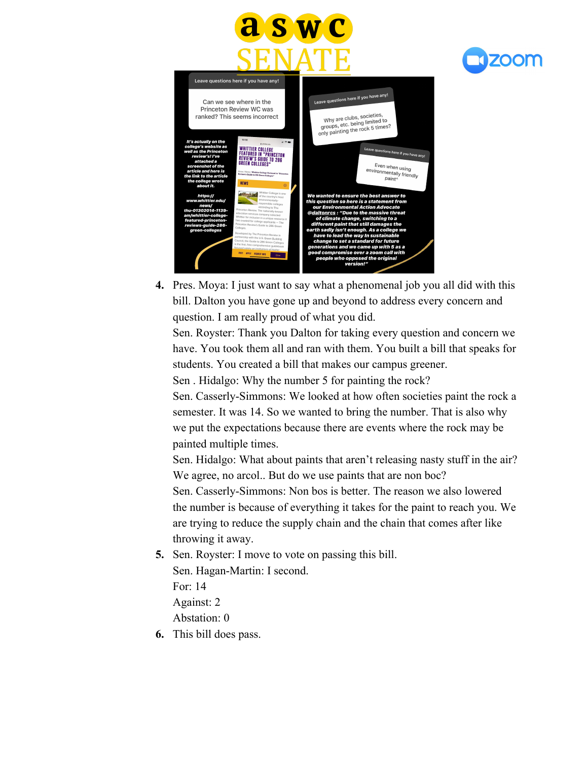4. Pres. Moya: I just want to say what a phenomenal job you all did with this bill. Dalton you have gone up and beyond to address every concern and question. I am really proud of what you did.
   Sen. Royster: Thank you Dalton for taking every question and concern we have. You took them all and ran with them. You built a bill that speaks for students. You created a bill that makes our campus greener.
   Sen . Hidalgo: Why the number 5 for painting the rock?
   Sen. Casserly-Simmons: We looked at how often societies paint the rock a semester. It was 14. So we wanted to bring the number. That is also why we put the expectations because there are events where the rock may be painted multiple times.
   Sen. Hidalgo: What about paints that aren't releasing nasty stuff in the air? We agree, no arcol.. But do we use paints that are non boc?
   Sen. Casserly-Simmons: Non bos is better. The reason we also lowered the number is because of everything it takes for the paint to reach you. We are trying to reduce the supply chain and the chain that comes after like throwing it away.
5. Sen. Royster: I move to vote on passing this bill.
   Sen. Hagan-Martin: I second.
   For: 14
   Against: 2
   Abstation: 0
6. This bill does pass.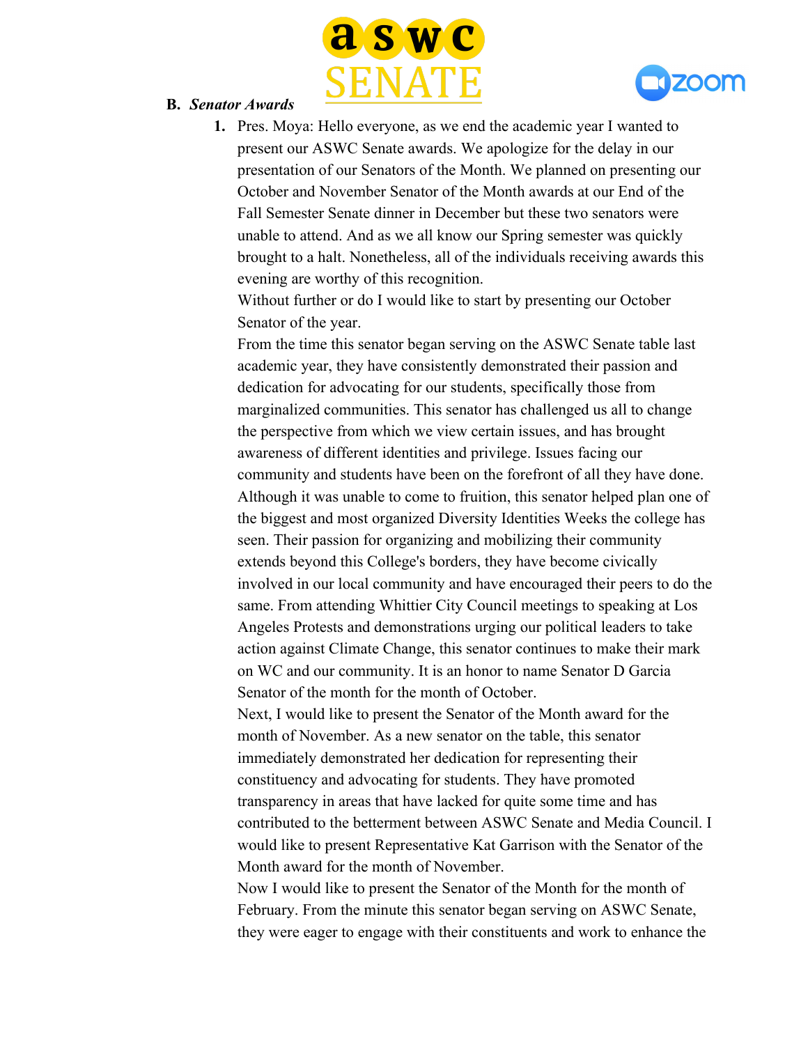**B. *Senator Awards***

1. Pres. Moya: Hello everyone, as we end the academic year I wanted to present our ASWC Senate awards. We apologize for the delay in our presentation of our Senators of the Month. We planned on presenting our October and November Senator of the Month awards at our End of the Fall Semester Senate dinner in December but these two senators were unable to attend. And as we all know our Spring semester was quickly brought to a halt. Nonetheless, all of the individuals receiving awards this evening are worthy of this recognition.
   Without further or do I would like to start by presenting our October Senator of the year.
   From the time this senator began serving on the ASWC Senate table last academic year, they have consistently demonstrated their passion and dedication for advocating for our students, specifically those from marginalized communities. This senator has challenged us all to change the perspective from which we view certain issues, and has brought awareness of different identities and privilege. Issues facing our community and students have been on the forefront of all they have done. Although it was unable to come to fruition, this senator helped plan one of the biggest and most organized Diversity Identities Weeks the college has seen. Their passion for organizing and mobilizing their community extends beyond this College's borders, they have become civically involved in our local community and have encouraged their peers to do the same. From attending Whittier City Council meetings to speaking at Los Angeles Protests and demonstrations urging our political leaders to take action against Climate Change, this senator continues to make their mark on WC and our community. It is an honor to name Senator D Garcia Senator of the month for the month of October.
   Next, I would like to present the Senator of the Month award for the month of November. As a new senator on the table, this senator immediately demonstrated her dedication for representing their constituency and advocating for students. They have promoted transparency in areas that have lacked for quite some time and has contributed to the betterment between ASWC Senate and Media Council. I would like to present Representative Kat Garrison with the Senator of the Month award for the month of November.
   Now I would like to present the Senator of the Month for the month of February. From the minute this senator began serving on ASWC Senate, they were eager to engage with their constituents and work to enhance the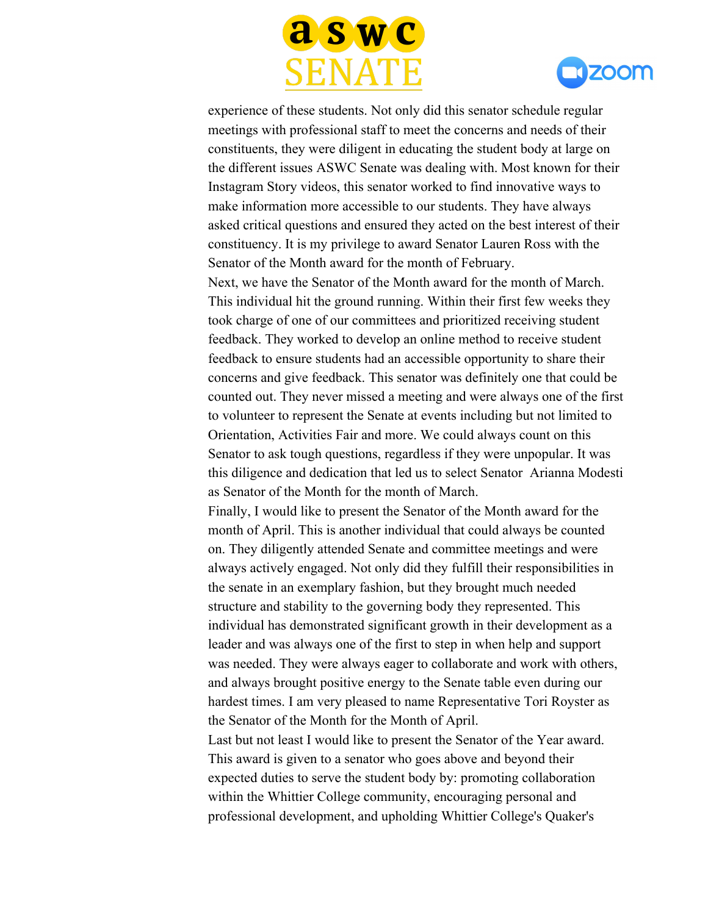experience of these students. Not only did this senator schedule regular meetings with professional staff to meet the concerns and needs of their constituents, they were diligent in educating the student body at large on the different issues ASWC Senate was dealing with. Most known for their Instagram Story videos, this senator worked to find innovative ways to make information more accessible to our students. They have always asked critical questions and ensured they acted on the best interest of their constituency. It is my privilege to award Senator Lauren Ross with the Senator of the Month award for the month of February.

Next, we have the Senator of the Month award for the month of March. This individual hit the ground running. Within their first few weeks they took charge of one of our committees and prioritized receiving student feedback. They worked to develop an online method to receive student feedback to ensure students had an accessible opportunity to share their concerns and give feedback. This senator was definitely one that could be counted out. They never missed a meeting and were always one of the first to volunteer to represent the Senate at events including but not limited to Orientation, Activities Fair and more. We could always count on this Senator to ask tough questions, regardless if they were unpopular. It was this diligence and dedication that led us to select Senator  Arianna Modesti as Senator of the Month for the month of March.

Finally, I would like to present the Senator of the Month award for the month of April. This is another individual that could always be counted on. They diligently attended Senate and committee meetings and were always actively engaged. Not only did they fulfill their responsibilities in the senate in an exemplary fashion, but they brought much needed structure and stability to the governing body they represented. This individual has demonstrated significant growth in their development as a leader and was always one of the first to step in when help and support was needed. They were always eager to collaborate and work with others, and always brought positive energy to the Senate table even during our hardest times. I am very pleased to name Representative Tori Royster as the Senator of the Month for the Month of April.

Last but not least I would like to present the Senator of the Year award. This award is given to a senator who goes above and beyond their expected duties to serve the student body by: promoting collaboration within the Whittier College community, encouraging personal and professional development, and upholding Whittier College's Quaker's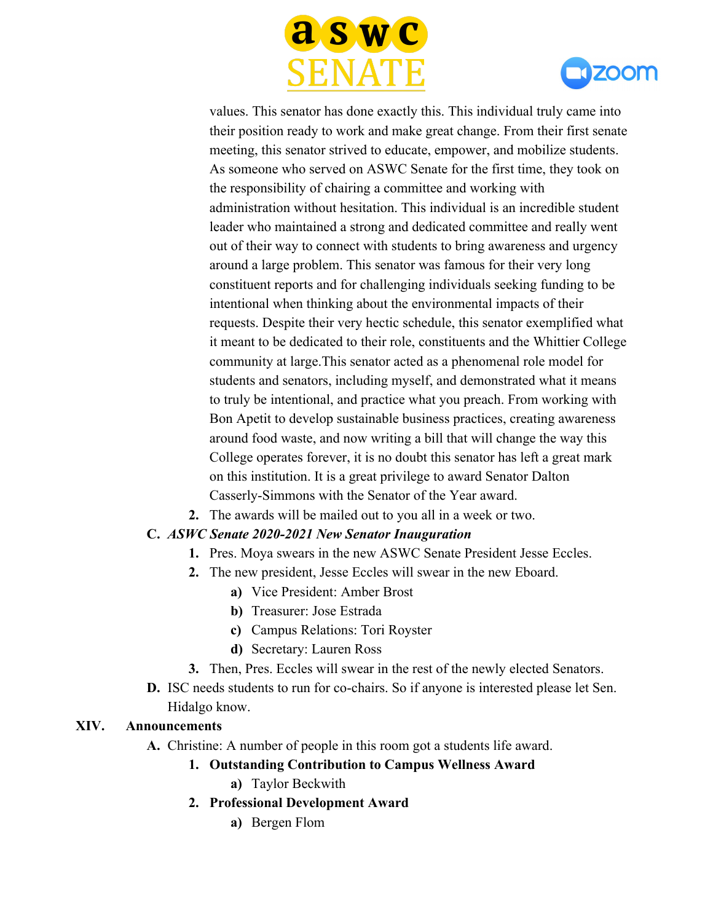values. This senator has done exactly this. This individual truly came into their position ready to work and make great change. From their first senate meeting, this senator strived to educate, empower, and mobilize students. As someone who served on ASWC Senate for the first time, they took on the responsibility of chairing a committee and working with administration without hesitation. This individual is an incredible student leader who maintained a strong and dedicated committee and really went out of their way to connect with students to bring awareness and urgency around a large problem. This senator was famous for their very long constituent reports and for challenging individuals seeking funding to be intentional when thinking about the environmental impacts of their requests. Despite their very hectic schedule, this senator exemplified what it meant to be dedicated to their role, constituents and the Whittier College community at large.This senator acted as a phenomenal role model for students and senators, including myself, and demonstrated what it means to truly be intentional, and practice what you preach. From working with Bon Apetit to develop sustainable business practices, creating awareness around food waste, and now writing a bill that will change the way this College operates forever, it is no doubt this senator has left a great mark on this institution. It is a great privilege to award Senator Dalton Casserly-Simmons with the Senator of the Year award.

2. The awards will be mailed out to you all in a week or two.

C. ***ASWC Senate 2020-2021 New Senator Inauguration***
   1. Pres. Moya swears in the new ASWC Senate President Jesse Eccles.
   2. The new president, Jesse Eccles will swear in the new Eboard.
      a) Vice President: Amber Brost
      b) Treasurer: Jose Estrada
      c) Campus Relations: Tori Royster
      d) Secretary: Lauren Ross
   3. Then, Pres. Eccles will swear in the rest of the newly elected Senators.

D. ISC needs students to run for co-chairs. So if anyone is interested please let Sen. Hidalgo know.

## XIV. Announcements

A. Christine: A number of people in this room got a students life award.
   1. **Outstanding Contribution to Campus Wellness Award**
      a) Taylor Beckwith
   2. **Professional Development Award**
      a) Bergen Flom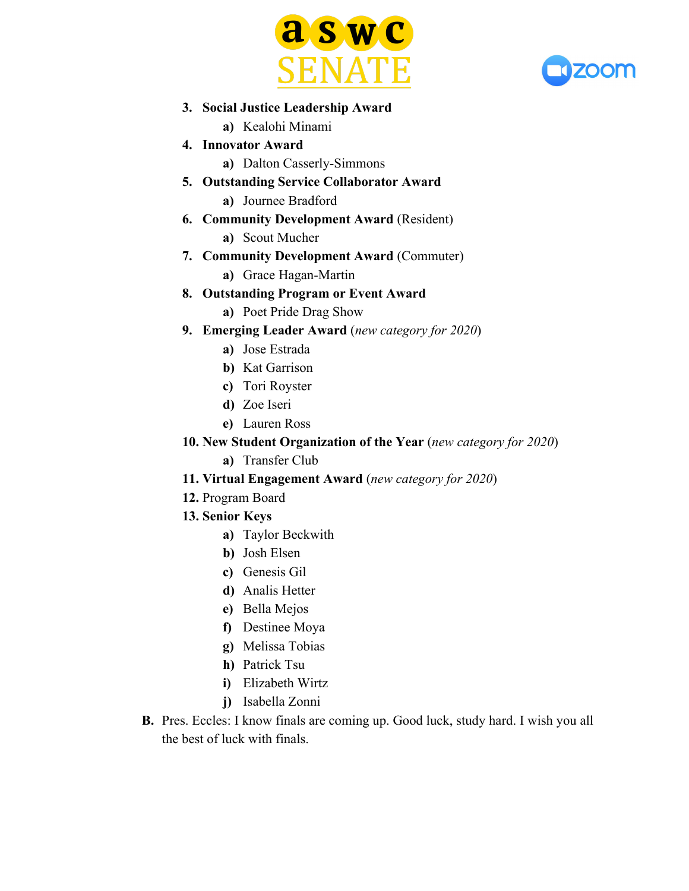3. **Social Justice Leadership Award**
    a) Kealohi Minami
4. **Innovator Award**
    a) Dalton Casserly-Simmons
5. **Outstanding Service Collaborator Award**
    a) Journee Bradford
6. **Community Development Award** (Resident)
    a) Scout Mucher
7. **Community Development Award** (Commuter)
    a) Grace Hagan-Martin
8. **Outstanding Program or Event Award**
    a) Poet Pride Drag Show
9. **Emerging Leader Award** (*new category for 2020*)
    a) Jose Estrada
    b) Kat Garrison
    c) Tori Royster
    d) Zoe Iseri
    e) Lauren Ross
10. **New Student Organization of the Year** (*new category for 2020*)
    a) Transfer Club
11. **Virtual Engagement Award** (*new category for 2020*)
12. Program Board
13. **Senior Keys**
    a) Taylor Beckwith
    b) Josh Elsen
    c) Genesis Gil
    d) Analis Hetter
    e) Bella Mejos
    f) Destinee Moya
    g) Melissa Tobias
    h) Patrick Tsu
    i) Elizabeth Wirtz
    j) Isabella Zonni

**B.** Pres. Eccles: I know finals are coming up. Good luck, study hard. I wish you all the best of luck with finals.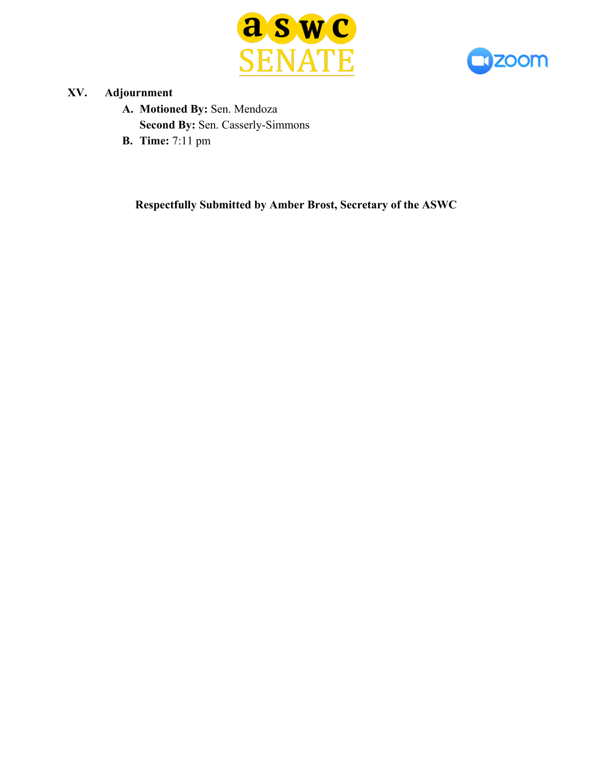## XV. Adjournment

A. **Motioned By:** Sen. Mendoza
   **Second By:** Sen. Casserly-Simmons
B. **Time:** 7:11 pm

**Respectfully Submitted by Amber Brost, Secretary of the ASWC**